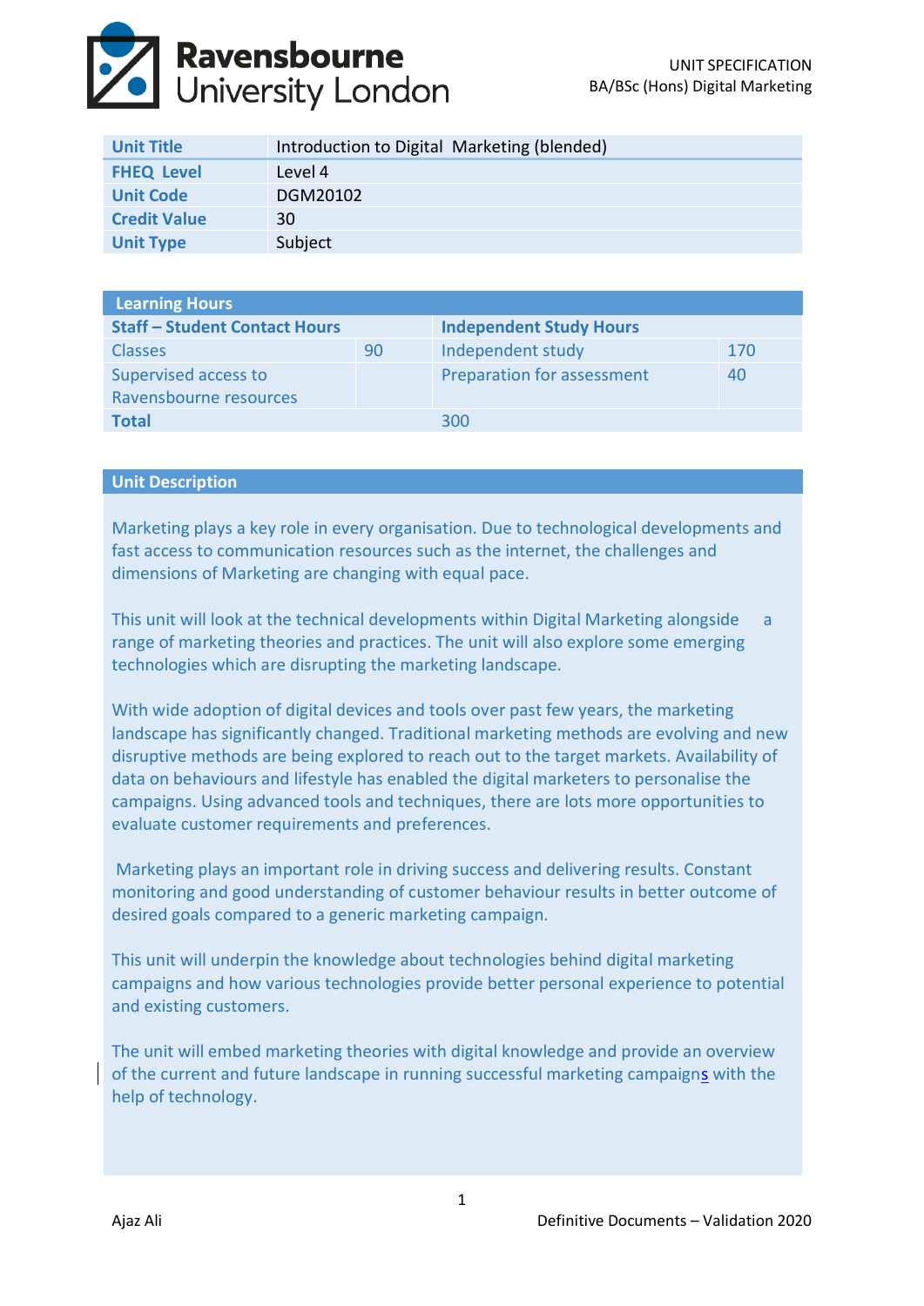| Unit Title | Introduction to Digital Marketing (blended) |
| --- | --- |
| FHEQ Level | Level 4 |
| Unit Code | DGM20102 |
| Credit Value | 30 |
| Unit Type | Subject |

| Learning Hours | | | |
| --- | --- | --- | --- |
| **Staff – Student Contact Hours** | | **Independent Study Hours** | |
| Classes | 90 | Independent study | 170 |
| Supervised access to Ravensbourne resources | | Preparation for assessment | 40 |
| **Total** | | 300 | |

## Unit Description

Marketing plays a key role in every organisation. Due to technological developments and fast access to communication resources such as the internet, the challenges and dimensions of Marketing are changing with equal pace.

This unit will look at the technical developments within Digital Marketing alongside a range of marketing theories and practices. The unit will also explore some emerging technologies which are disrupting the marketing landscape.

With wide adoption of digital devices and tools over past few years, the marketing landscape has significantly changed. Traditional marketing methods are evolving and new disruptive methods are being explored to reach out to the target markets. Availability of data on behaviours and lifestyle has enabled the digital marketers to personalise the campaigns. Using advanced tools and techniques, there are lots more opportunities to evaluate customer requirements and preferences.

Marketing plays an important role in driving success and delivering results. Constant monitoring and good understanding of customer behaviour results in better outcome of desired goals compared to a generic marketing campaign.

This unit will underpin the knowledge about technologies behind digital marketing campaigns and how various technologies provide better personal experience to potential and existing customers.

The unit will embed marketing theories with digital knowledge and provide an overview of the current and future landscape in running successful marketing campaigns with the help of technology.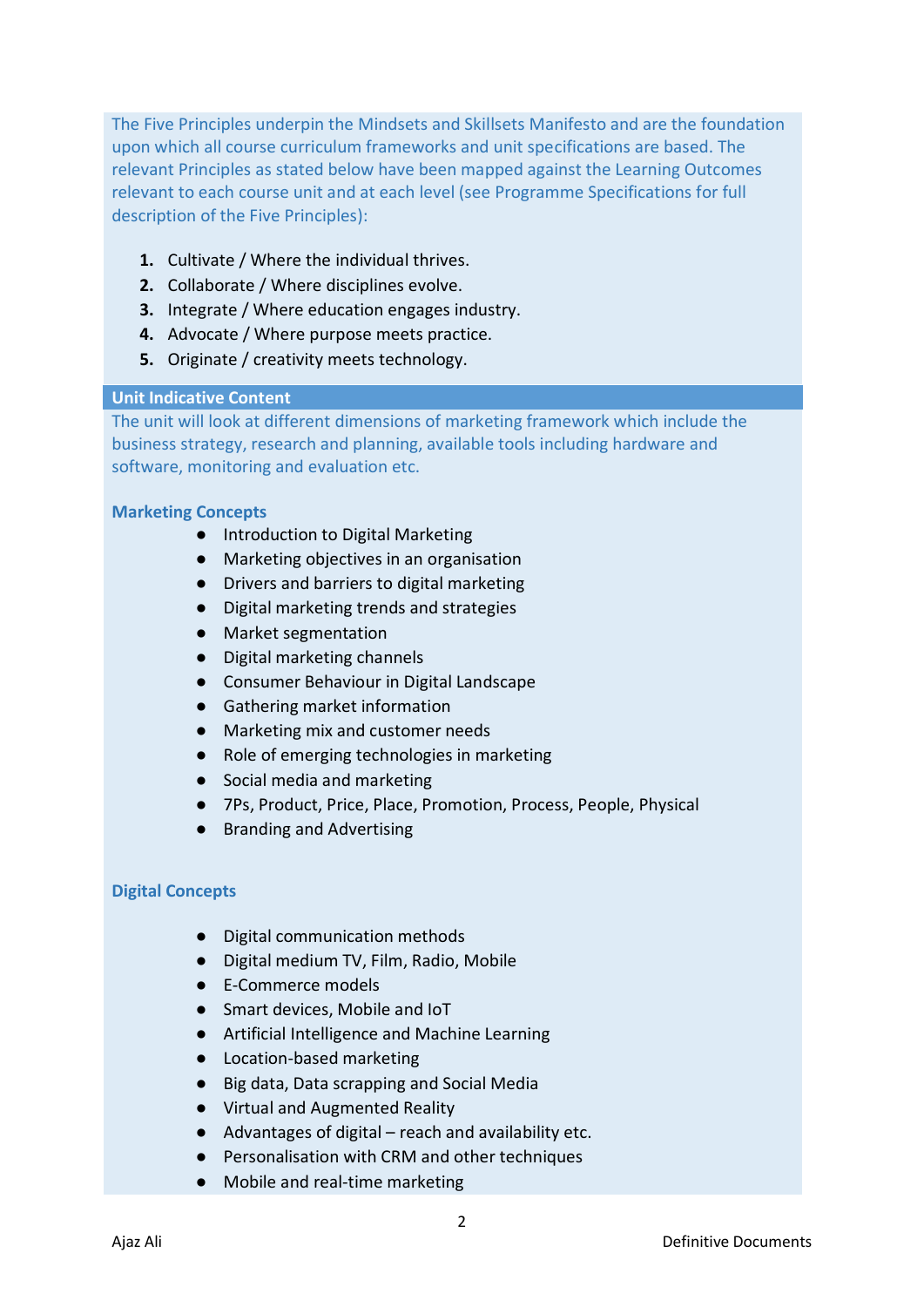The Five Principles underpin the Mindsets and Skillsets Manifesto and are the foundation upon which all course curriculum frameworks and unit specifications are based. The relevant Principles as stated below have been mapped against the Learning Outcomes relevant to each course unit and at each level (see Programme Specifications for full description of the Five Principles):

1. Cultivate / Where the individual thrives.
2. Collaborate / Where disciplines evolve.
3. Integrate / Where education engages industry.
4. Advocate / Where purpose meets practice.
5. Originate / creativity meets technology.

## Unit Indicative Content

The unit will look at different dimensions of marketing framework which include the business strategy, research and planning, available tools including hardware and software, monitoring and evaluation etc.

### Marketing Concepts

- Introduction to Digital Marketing
- Marketing objectives in an organisation
- Drivers and barriers to digital marketing
- Digital marketing trends and strategies
- Market segmentation
- Digital marketing channels
- Consumer Behaviour in Digital Landscape
- Gathering market information
- Marketing mix and customer needs
- Role of emerging technologies in marketing
- Social media and marketing
- 7Ps, Product, Price, Place, Promotion, Process, People, Physical
- Branding and Advertising

### Digital Concepts

- Digital communication methods
- Digital medium TV, Film, Radio, Mobile
- E-Commerce models
- Smart devices, Mobile and IoT
- Artificial Intelligence and Machine Learning
- Location-based marketing
- Big data, Data scrapping and Social Media
- Virtual and Augmented Reality
- Advantages of digital – reach and availability etc.
- Personalisation with CRM and other techniques
- Mobile and real-time marketing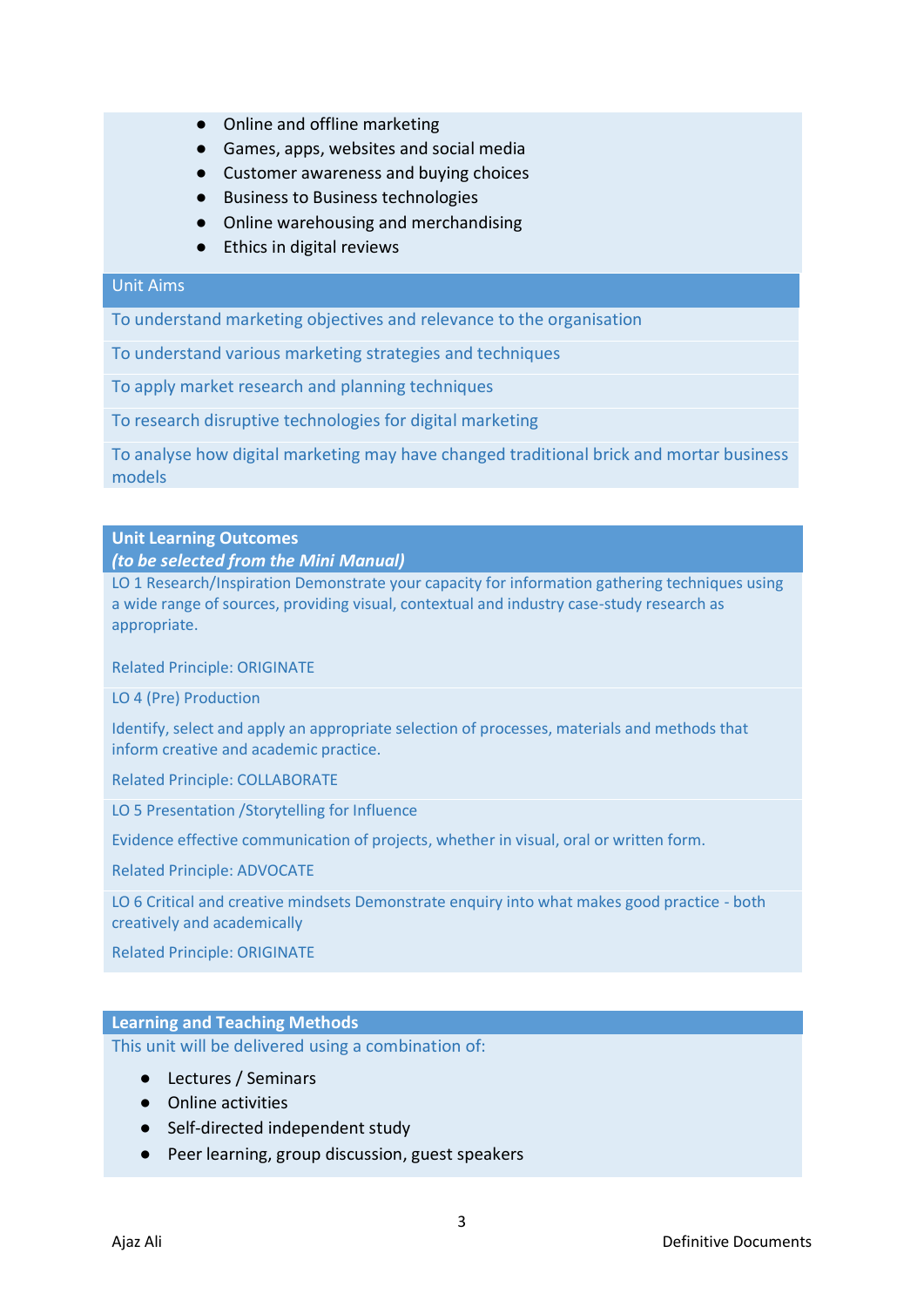- Online and offline marketing
- Games, apps, websites and social media
- Customer awareness and buying choices
- Business to Business technologies
- Online warehousing and merchandising
- Ethics in digital reviews

## Unit Aims

To understand marketing objectives and relevance to the organisation

To understand various marketing strategies and techniques

To apply market research and planning techniques

To research disruptive technologies for digital marketing

To analyse how digital marketing may have changed traditional brick and mortar business models

## Unit Learning Outcomes
***(to be selected from the Mini Manual)***

LO 1 Research/Inspiration Demonstrate your capacity for information gathering techniques using a wide range of sources, providing visual, contextual and industry case-study research as appropriate.

Related Principle: ORIGINATE

LO 4 (Pre) Production

Identify, select and apply an appropriate selection of processes, materials and methods that inform creative and academic practice.

Related Principle: COLLABORATE

LO 5 Presentation /Storytelling for Influence

Evidence effective communication of projects, whether in visual, oral or written form.

Related Principle: ADVOCATE

LO 6 Critical and creative mindsets Demonstrate enquiry into what makes good practice - both creatively and academically

Related Principle: ORIGINATE

## Learning and Teaching Methods

This unit will be delivered using a combination of:

- Lectures / Seminars
- Online activities
- Self-directed independent study
- Peer learning, group discussion, guest speakers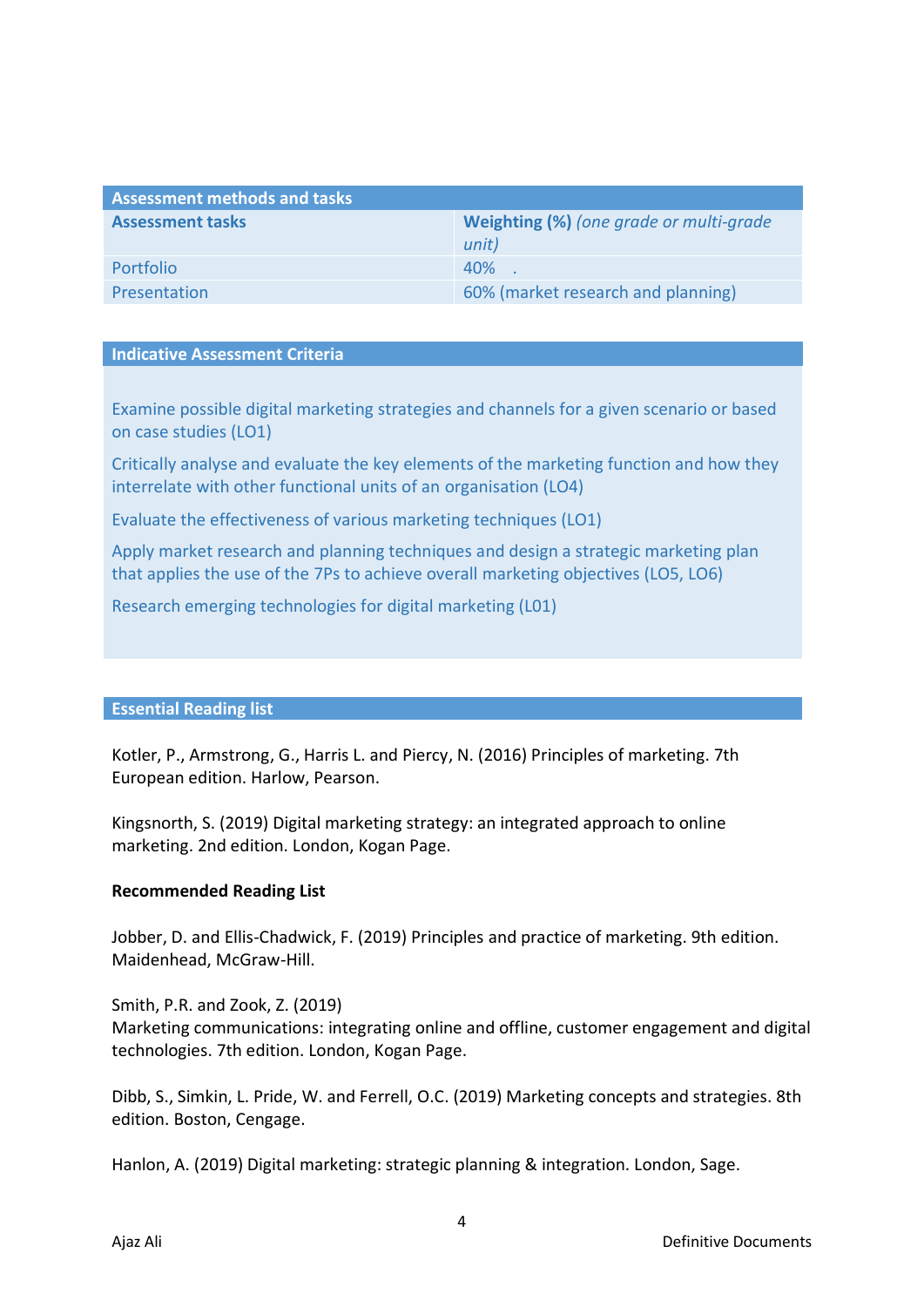| Assessment methods and tasks | |
|---|---|
| **Assessment tasks** | **Weighting (%)** *(one grade or multi-grade unit)* |
| Portfolio | 40% . |
| Presentation | 60% (market research and planning) |

## Indicative Assessment Criteria

Examine possible digital marketing strategies and channels for a given scenario or based on case studies (LO1)

Critically analyse and evaluate the key elements of the marketing function and how they interrelate with other functional units of an organisation (LO4)

Evaluate the effectiveness of various marketing techniques (LO1)

Apply market research and planning techniques and design a strategic marketing plan that applies the use of the 7Ps to achieve overall marketing objectives (LO5, LO6)

Research emerging technologies for digital marketing (L01)

## Essential Reading list

Kotler, P., Armstrong, G., Harris L. and Piercy, N. (2016) Principles of marketing. 7th European edition. Harlow, Pearson.

Kingsnorth, S. (2019) Digital marketing strategy: an integrated approach to online marketing. 2nd edition. London, Kogan Page.

**Recommended Reading List**

Jobber, D. and Ellis-Chadwick, F. (2019) Principles and practice of marketing. 9th edition. Maidenhead, McGraw-Hill.

Smith, P.R. and Zook, Z. (2019)
Marketing communications: integrating online and offline, customer engagement and digital technologies. 7th edition. London, Kogan Page.

Dibb, S., Simkin, L. Pride, W. and Ferrell, O.C. (2019) Marketing concepts and strategies. 8th edition. Boston, Cengage.

Hanlon, A. (2019) Digital marketing: strategic planning & integration. London, Sage.